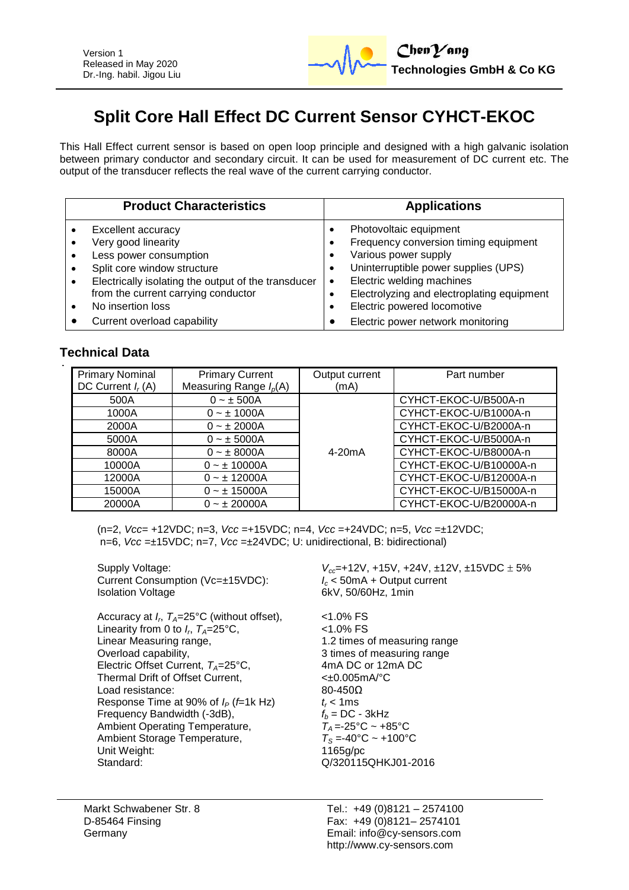Version 1
Released in May 2020
Dr.-Ing. habil. Jigou Liu

**ChenYang Technologies GmbH & Co KG**

# Split Core Hall Effect DC Current Sensor CYHCT-EKOC

This Hall Effect current sensor is based on open loop principle and designed with a high galvanic isolation between primary conductor and secondary circuit. It can be used for measurement of DC current etc. The output of the transducer reflects the real wave of the current carrying conductor.

| Product Characteristics | Applications |
|---|---|
| • Excellent accuracy<br>• Very good linearity<br>• Less power consumption<br>• Split core window structure<br>• Electrically isolating the output of the transducer from the current carrying conductor<br>• No insertion loss<br>• Current overload capability | • Photovoltaic equipment<br>• Frequency conversion timing equipment<br>• Various power supply<br>• Uninterruptible power supplies (UPS)<br>• Electric welding machines<br>• Electrolyzing and electroplating equipment<br>• Electric powered locomotive<br>• Electric power network monitoring |

## Technical Data

| Primary Nominal DC Current $I_r$ (A) | Primary Current Measuring Range $I_p$(A) | Output current (mA) | Part number |
|---|---|---|---|
| 500A | 0 ~ ± 500A | 4-20mA | CYHCT-EKOC-U/B500A-n |
| 1000A | 0 ~ ± 1000A | | CYHCT-EKOC-U/B1000A-n |
| 2000A | 0 ~ ± 2000A | | CYHCT-EKOC-U/B2000A-n |
| 5000A | 0 ~ ± 5000A | | CYHCT-EKOC-U/B5000A-n |
| 8000A | 0 ~ ± 8000A | | CYHCT-EKOC-U/B8000A-n |
| 10000A | 0 ~ ± 10000A | | CYHCT-EKOC-U/B10000A-n |
| 12000A | 0 ~ ± 12000A | | CYHCT-EKOC-U/B12000A-n |
| 15000A | 0 ~ ± 15000A | | CYHCT-EKOC-U/B15000A-n |
| 20000A | 0 ~ ± 20000A | | CYHCT-EKOC-U/B20000A-n |

(n=2, *Vcc*= +12VDC; n=3, *Vcc* =+15VDC; n=4, *Vcc* =+24VDC; n=5, *Vcc* =±12VDC; n=6, *Vcc* =±15VDC; n=7, *Vcc* =±24VDC; U: unidirectional, B: bidirectional)

| | |
|---|---|
| Supply Voltage: | $V_{cc}$=+12V, +15V, +24V, ±12V, ±15VDC ± 5% |
| Current Consumption (Vc=±15VDC): | $I_c$ < 50mA + Output current |
| Isolation Voltage | 6kV, 50/60Hz, 1min |
| Accuracy at $I_r$, $T_A$=25°C (without offset), | <1.0% FS |
| Linearity from 0 to $I_r$, $T_A$=25°C, | <1.0% FS |
| Linear Measuring range, | 1.2 times of measuring range |
| Overload capability, | 3 times of measuring range |
| Electric Offset Current, $T_A$=25°C, | 4mA DC or 12mA DC |
| Thermal Drift of Offset Current, | <±0.005mA/°C |
| Load resistance: | 80-450Ω |
| Response Time at 90% of $I_P$ ($f$=1k Hz) | $t_r$ < 1ms |
| Frequency Bandwidth (-3dB), | $f_b$ = DC - 3kHz |
| Ambient Operating Temperature, | $T_A$ =-25°C ~ +85°C |
| Ambient Storage Temperature, | $T_S$ =-40°C ~ +100°C |
| Unit Weight: | 1165g/pc |
| Standard: | Q/320115QHKJ01-2016 |

Markt Schwabener Str. 8
D-85464 Finsing
Germany

Tel.: +49 (0)8121 – 2574100
Fax: +49 (0)8121– 2574101
Email: info@cy-sensors.com
http://www.cy-sensors.com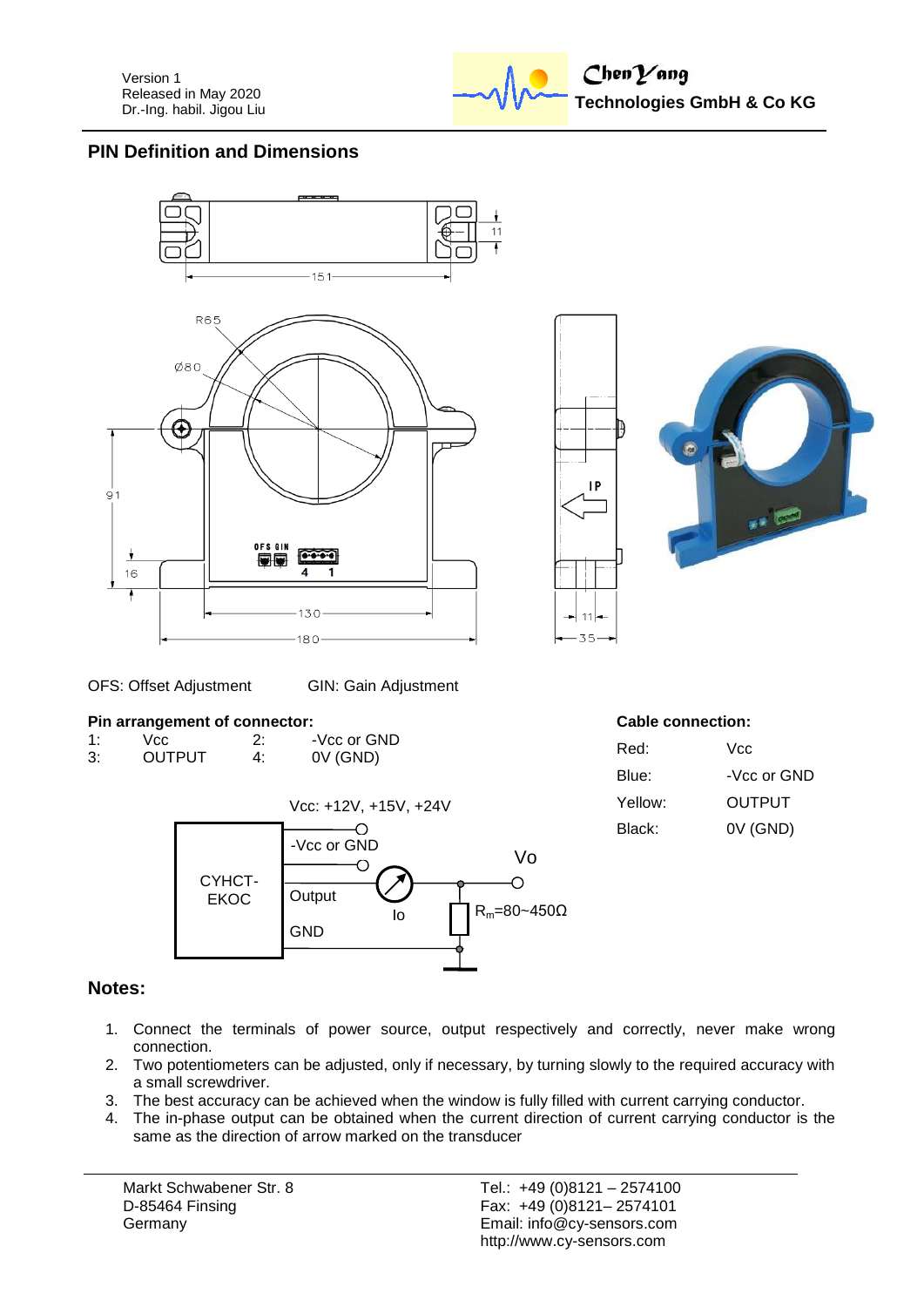## PIN Definition and Dimensions

151
11
R65
Ø80
91
16
130
180
OFS GIN
4 1
IP
11
35

OFS: Offset Adjustment GIN: Gain Adjustment

**Pin arrangement of connector:**

| | | | |
|---|---|---|---|
| 1: | Vcc | 2: | -Vcc or GND |
| 3: | OUTPUT | 4: | 0V (GND) |

Vcc: +12V, +15V, +24V

-Vcc or GND

Vo

CYHCT-EKOC

Output

Io

$R_m$=80~450Ω

GND

**Cable connection:**

| | |
|---|---|
| Red: | Vcc |
| Blue: | -Vcc or GND |
| Yellow: | OUTPUT |
| Black: | 0V (GND) |

## Notes:

1. Connect the terminals of power source, output respectively and correctly, never make wrong connection.
2. Two potentiometers can be adjusted, only if necessary, by turning slowly to the required accuracy with a small screwdriver.
3. The best accuracy can be achieved when the window is fully filled with current carrying conductor.
4. The in-phase output can be obtained when the current direction of current carrying conductor is the same as the direction of arrow marked on the transducer